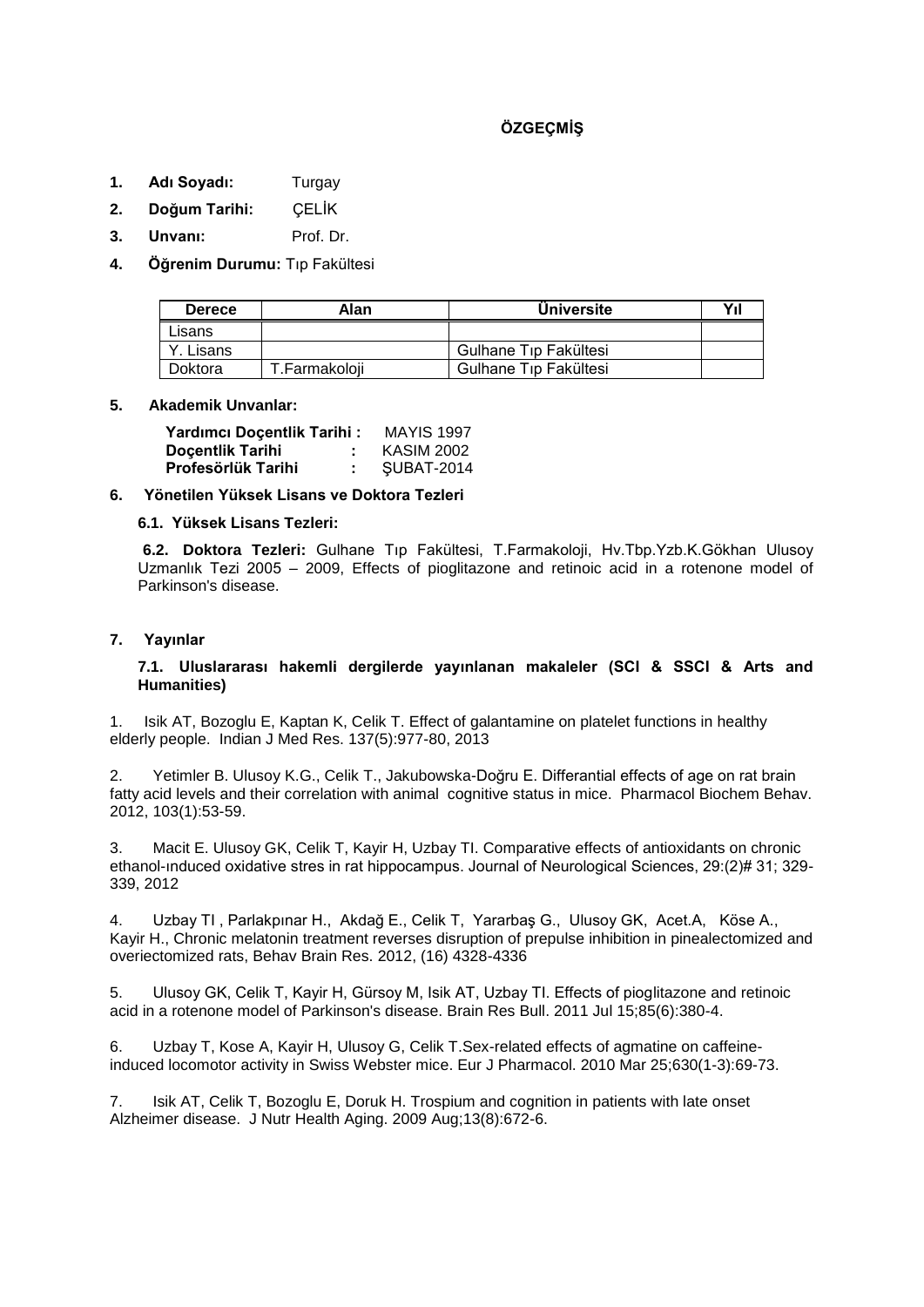**ÖZGEÇMİŞ**

1. **Adı Soyadı:** Turgay
2. **Doğum Tarihi:** ÇELİK
3. **Unvanı:** Prof. Dr.
4. **Öğrenim Durumu:** Tıp Fakültesi

| Derece | Alan | Üniversite | Yıl |
|---|---|---|---|
| Lisans | | | |
| Y. Lisans | | Gulhane Tıp Fakültesi | |
| Doktora | T.Farmakoloji | Gulhane Tıp Fakültesi | |

5. **Akademik Unvanlar:**

| | | |
|---|---|---|
| **Yardımcı Doçentlik Tarihi :** | | MAYIS 1997 |
| **Doçentlik Tarihi** | **:** | KASIM 2002 |
| **Profesörlük Tarihi** | **:** | ŞUBAT-2014 |

6. **Yönetilen Yüksek Lisans ve Doktora Tezleri**

**6.1. Yüksek Lisans Tezleri:**

**6.2. Doktora Tezleri:** Gulhane Tıp Fakültesi, T.Farmakoloji, Hv.Tbp.Yzb.K.Gökhan Ulusoy Uzmanlık Tezi 2005 – 2009, Effects of pioglitazone and retinoic acid in a rotenone model of Parkinson's disease.

7. **Yayınlar**

**7.1. Uluslararası hakemli dergilerde yayınlanan makaleler (SCI & SSCI & Arts and Humanities)**

1. Isik AT, Bozoglu E, Kaptan K, Celik T. Effect of galantamine on platelet functions in healthy elderly people. Indian J Med Res. 137(5):977-80, 2013

2. Yetimler B. Ulusoy K.G., Celik T., Jakubowska-Doğru E. Differantial effects of age on rat brain fatty acid levels and their correlation with animal cognitive status in mice. Pharmacol Biochem Behav. 2012, 103(1):53-59.

3. Macit E. Ulusoy GK, Celik T, Kayir H, Uzbay TI. Comparative effects of antioxidants on chronic ethanol-ınduced oxidative stres in rat hippocampus. Journal of Neurological Sciences, 29:(2)# 31; 329-339, 2012

4. Uzbay TI , Parlakpınar H., Akdağ E., Celik T, Yararbaş G., Ulusoy GK, Acet.A, Köse A., Kayir H., Chronic melatonin treatment reverses disruption of prepulse inhibition in pinealectomized and overiectomized rats, Behav Brain Res. 2012, (16) 4328-4336

5. Ulusoy GK, Celik T, Kayir H, Gürsoy M, Isik AT, Uzbay TI. Effects of pioglitazone and retinoic acid in a rotenone model of Parkinson's disease. Brain Res Bull. 2011 Jul 15;85(6):380-4.

6. Uzbay T, Kose A, Kayir H, Ulusoy G, Celik T.Sex-related effects of agmatine on caffeine-induced locomotor activity in Swiss Webster mice. Eur J Pharmacol. 2010 Mar 25;630(1-3):69-73.

7. Isik AT, Celik T, Bozoglu E, Doruk H. Trospium and cognition in patients with late onset Alzheimer disease. J Nutr Health Aging. 2009 Aug;13(8):672-6.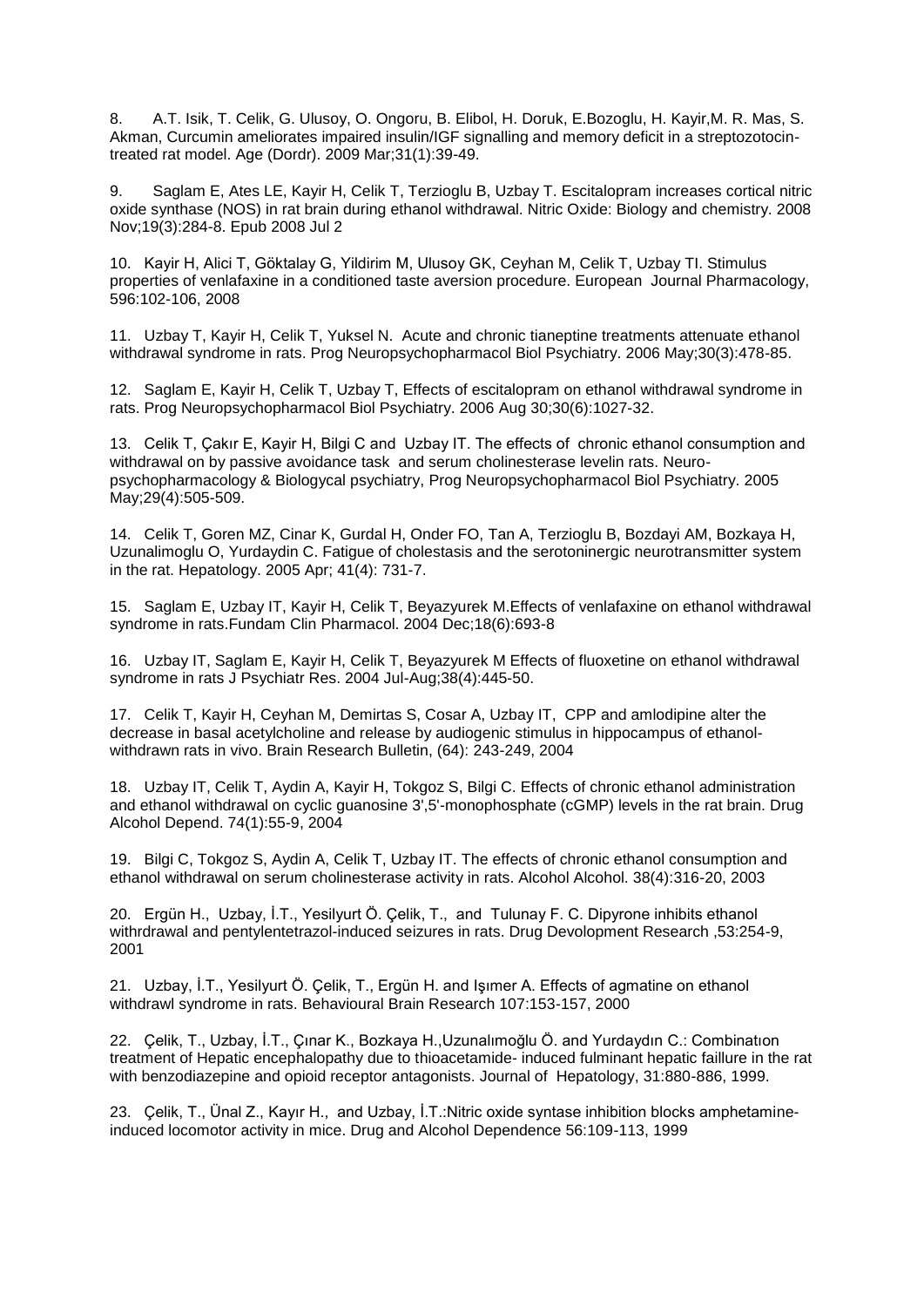8. A.T. Isik, T. Celik, G. Ulusoy, O. Ongoru, B. Elibol, H. Doruk, E.Bozoglu, H. Kayir,M. R. Mas, S. Akman, Curcumin ameliorates impaired insulin/IGF signalling and memory deficit in a streptozotocin-treated rat model. Age (Dordr). 2009 Mar;31(1):39-49.

9. Saglam E, Ates LE, Kayir H, Celik T, Terzioglu B, Uzbay T. Escitalopram increases cortical nitric oxide synthase (NOS) in rat brain during ethanol withdrawal. Nitric Oxide: Biology and chemistry. 2008 Nov;19(3):284-8. Epub 2008 Jul 2

10. Kayir H, Alici T, Göktalay G, Yildirim M, Ulusoy GK, Ceyhan M, Celik T, Uzbay TI. Stimulus properties of venlafaxine in a conditioned taste aversion procedure. European Journal Pharmacology, 596:102-106, 2008

11. Uzbay T, Kayir H, Celik T, Yuksel N. Acute and chronic tianeptine treatments attenuate ethanol withdrawal syndrome in rats. Prog Neuropsychopharmacol Biol Psychiatry. 2006 May;30(3):478-85.

12. Saglam E, Kayir H, Celik T, Uzbay T, Effects of escitalopram on ethanol withdrawal syndrome in rats. Prog Neuropsychopharmacol Biol Psychiatry. 2006 Aug 30;30(6):1027-32.

13. Celik T, Çakır E, Kayir H, Bilgi C and Uzbay IT. The effects of chronic ethanol consumption and withdrawal on by passive avoidance task and serum cholinesterase levelin rats. Neuro-psychopharmacology & Biologycal psychiatry, Prog Neuropsychopharmacol Biol Psychiatry. 2005 May;29(4):505-509.

14. Celik T, Goren MZ, Cinar K, Gurdal H, Onder FO, Tan A, Terzioglu B, Bozdayi AM, Bozkaya H, Uzunalimoglu O, Yurdaydin C. Fatigue of cholestasis and the serotoninergic neurotransmitter system in the rat. Hepatology. 2005 Apr; 41(4): 731-7.

15. Saglam E, Uzbay IT, Kayir H, Celik T, Beyazyurek M.Effects of venlafaxine on ethanol withdrawal syndrome in rats.Fundam Clin Pharmacol. 2004 Dec;18(6):693-8

16. Uzbay IT, Saglam E, Kayir H, Celik T, Beyazyurek M Effects of fluoxetine on ethanol withdrawal syndrome in rats J Psychiatr Res. 2004 Jul-Aug;38(4):445-50.

17. Celik T, Kayir H, Ceyhan M, Demirtas S, Cosar A, Uzbay IT, CPP and amlodipine alter the decrease in basal acetylcholine and release by audiogenic stimulus in hippocampus of ethanol-withdrawn rats in vivo. Brain Research Bulletin, (64): 243-249, 2004

18. Uzbay IT, Celik T, Aydin A, Kayir H, Tokgoz S, Bilgi C. Effects of chronic ethanol administration and ethanol withdrawal on cyclic guanosine 3',5'-monophosphate (cGMP) levels in the rat brain. Drug Alcohol Depend. 74(1):55-9, 2004

19. Bilgi C, Tokgoz S, Aydin A, Celik T, Uzbay IT. The effects of chronic ethanol consumption and ethanol withdrawal on serum cholinesterase activity in rats. Alcohol Alcohol. 38(4):316-20, 2003

20. Ergün H., Uzbay, İ.T., Yesilyurt Ö. Çelik, T., and Tulunay F. C. Dipyrone inhibits ethanol withrdrawal and pentylentetrazol-induced seizures in rats. Drug Devolopment Research ,53:254-9, 2001

21. Uzbay, İ.T., Yesilyurt Ö. Çelik, T., Ergün H. and Işımer A. Effects of agmatine on ethanol withdrawl syndrome in rats. Behavioural Brain Research 107:153-157, 2000

22. Çelik, T., Uzbay, İ.T., Çınar K., Bozkaya H.,Uzunalımoğlu Ö. and Yurdaydın C.: Combinatıon treatment of Hepatic encephalopathy due to thioacetamide- induced fulminant hepatic faillure in the rat with benzodiazepine and opioid receptor antagonists. Journal of Hepatology, 31:880-886, 1999.

23. Çelik, T., Ünal Z., Kayır H., and Uzbay, İ.T.:Nitric oxide syntase inhibition blocks amphetamine-induced locomotor activity in mice. Drug and Alcohol Dependence 56:109-113, 1999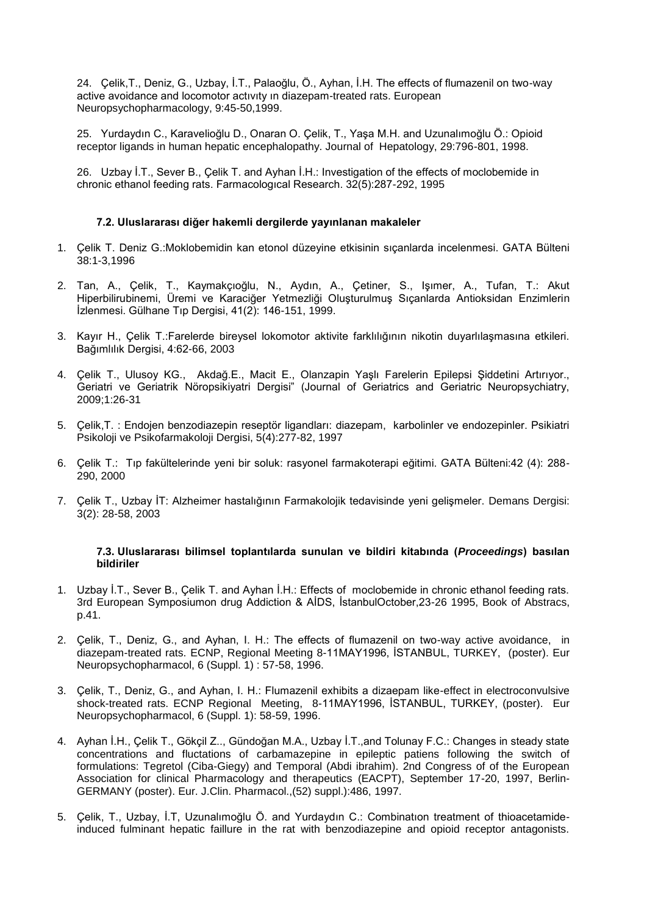24. Çelik,T., Deniz, G., Uzbay, İ.T., Palaoğlu, Ö., Ayhan, İ.H. The effects of flumazenil on two-way active avoidance and locomotor actıvıty ın diazepam-treated rats. European Neuropsychopharmacology, 9:45-50,1999.

25. Yurdaydın C., Karavelioğlu D., Onaran O. Çelik, T., Yaşa M.H. and Uzunalımoğlu Ö.: Opioid receptor ligands in human hepatic encephalopathy. Journal of Hepatology, 29:796-801, 1998.

26. Uzbay İ.T., Sever B., Çelik T. and Ayhan İ.H.: Investigation of the effects of moclobemide in chronic ethanol feeding rats. Farmacologıcal Research. 32(5):287-292, 1995

#### 7.2. Uluslararası diğer hakemli dergilerde yayınlanan makaleler

1. Çelik T. Deniz G.:Moklobemidin kan etonol düzeyine etkisinin sıçanlarda incelenmesi. GATA Bülteni 38:1-3,1996
2. Tan, A., Çelik, T., Kaymakçıoğlu, N., Aydın, A., Çetiner, S., Işımer, A., Tufan, T.: Akut Hiperbilirubinemi, Üremi ve Karaciğer Yetmezliği Oluşturulmuş Sıçanlarda Antioksidan Enzimlerin İzlenmesi. Gülhane Tıp Dergisi, 41(2): 146-151, 1999.
3. Kayır H., Çelik T.:Farelerde bireysel lokomotor aktivite farklılığının nikotin duyarlılaşmasına etkileri. Bağımlılık Dergisi, 4:62-66, 2003
4. Çelik T., Ulusoy KG., Akdağ.E., Macit E., Olanzapin Yaşlı Farelerin Epilepsi Şiddetini Artırıyor., Geriatri ve Geriatrik Nöropsikiyatri Dergisi" (Journal of Geriatrics and Geriatric Neuropsychiatry, 2009;1:26-31
5. Çelik,T. : Endojen benzodiazepin reseptör ligandları: diazepam, karbolinler ve endozepinler. Psikiatri Psikoloji ve Psikofarmakoloji Dergisi, 5(4):277-82, 1997
6. Çelik T.: Tıp fakültelerinde yeni bir soluk: rasyonel farmakoterapi eğitimi. GATA Bülteni:42 (4): 288-290, 2000
7. Çelik T., Uzbay İT: Alzheimer hastalığının Farmakolojik tedavisinde yeni gelişmeler. Demans Dergisi: 3(2): 28-58, 2003

#### 7.3. Uluslararası bilimsel toplantılarda sunulan ve bildiri kitabında (*Proceedings*) basılan bildiriler

1. Uzbay İ.T., Sever B., Çelik T. and Ayhan İ.H.: Effects of moclobemide in chronic ethanol feeding rats. 3rd European Symposiumon drug Addiction & AİDS, İstanbulOctober,23-26 1995, Book of Abstracs, p.41.
2. Çelik, T., Deniz, G., and Ayhan, I. H.: The effects of flumazenil on two-way active avoidance, in diazepam-treated rats. ECNP, Regional Meeting 8-11MAY1996, İSTANBUL, TURKEY, (poster). Eur Neuropsychopharmacol, 6 (Suppl. 1) : 57-58, 1996.
3. Çelik, T., Deniz, G., and Ayhan, I. H.: Flumazenil exhibits a dizaepam like-effect in electroconvulsive shock-treated rats. ECNP Regional Meeting, 8-11MAY1996, İSTANBUL, TURKEY, (poster). Eur Neuropsychopharmacol, 6 (Suppl. 1): 58-59, 1996.
4. Ayhan İ.H., Çelik T., Gökçil Z.., Gündoğan M.A., Uzbay İ.T.,and Tolunay F.C.: Changes in steady state concentrations and fluctations of carbamazepine in epileptic patiens following the switch of formulations: Tegretol (Ciba-Giegy) and Temporal (Abdi ibrahim). 2nd Congress of of the European Association for clinical Pharmacology and therapeutics (EACPT), September 17-20, 1997, Berlin-GERMANY (poster). Eur. J.Clin. Pharmacol.,(52) suppl.):486, 1997.
5. Çelik, T., Uzbay, İ.T, Uzunalımoğlu Ö. and Yurdaydın C.: Combinatıon treatment of thioacetamide-induced fulminant hepatic faillure in the rat with benzodiazepine and opioid receptor antagonists.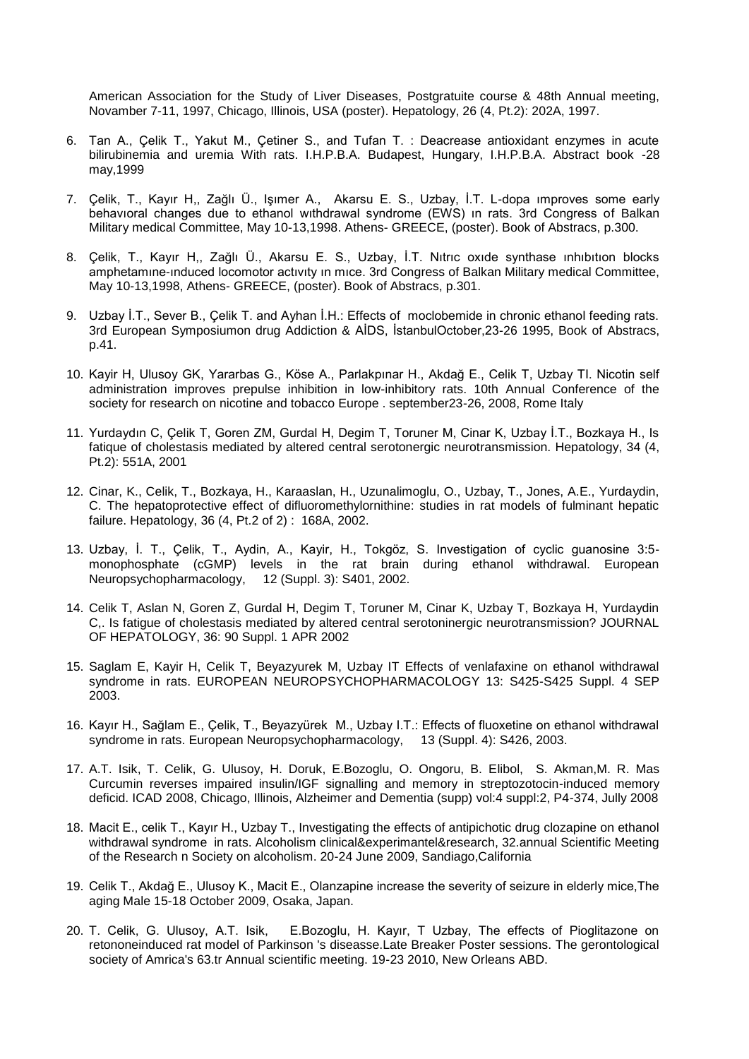American Association for the Study of Liver Diseases, Postgratuite course & 48th Annual meeting, Novamber 7-11, 1997, Chicago, Illinois, USA (poster). Hepatology, 26 (4, Pt.2): 202A, 1997.

6. Tan A., Çelik T., Yakut M., Çetiner S., and Tufan T. : Deacrease antioxidant enzymes in acute bilirubinemia and uremia With rats. I.H.P.B.A. Budapest, Hungary, I.H.P.B.A. Abstract book -28 may,1999

7. Çelik, T., Kayır H,, Zağlı Ü., Işımer A., Akarsu E. S., Uzbay, İ.T. L-dopa ımproves some early behavıoral changes due to ethanol wıthdrawal syndrome (EWS) ın rats. 3rd Congress of Balkan Military medical Committee, May 10-13,1998. Athens- GREECE, (poster). Book of Abstracs, p.300.

8. Çelik, T., Kayır H,, Zağlı Ü., Akarsu E. S., Uzbay, İ.T. Nıtrıc oxıde synthase ınhıbıtıon blocks amphetamıne-ınduced locomotor actıvıty ın mıce. 3rd Congress of Balkan Military medical Committee, May 10-13,1998, Athens- GREECE, (poster). Book of Abstracs, p.301.

9. Uzbay İ.T., Sever B., Çelik T. and Ayhan İ.H.: Effects of moclobemide in chronic ethanol feeding rats. 3rd European Symposiumon drug Addiction & AİDS, İstanbulOctober,23-26 1995, Book of Abstracs, p.41.

10. Kayir H, Ulusoy GK, Yararbas G., Köse A., Parlakpınar H., Akdağ E., Celik T, Uzbay TI. Nicotin self administration improves prepulse inhibition in low-inhibitory rats. 10th Annual Conference of the society for research on nicotine and tobacco Europe . september23-26, 2008, Rome Italy

11. Yurdaydın C, Çelik T, Goren ZM, Gurdal H, Degim T, Toruner M, Cinar K, Uzbay İ.T., Bozkaya H., Is fatique of cholestasis mediated by altered central serotonergic neurotransmission. Hepatology, 34 (4, Pt.2): 551A, 2001

12. Cinar, K., Celik, T., Bozkaya, H., Karaaslan, H., Uzunalimoglu, O., Uzbay, T., Jones, A.E., Yurdaydin, C. The hepatoprotective effect of difluoromethylornithine: studies in rat models of fulminant hepatic failure. Hepatology, 36 (4, Pt.2 of 2) : 168A, 2002.

13. Uzbay, İ. T., Çelik, T., Aydin, A., Kayir, H., Tokgöz, S. Investigation of cyclic guanosine 3:5-monophosphate (cGMP) levels in the rat brain during ethanol withdrawal. European Neuropsychopharmacology, 12 (Suppl. 3): S401, 2002.

14. Celik T, Aslan N, Goren Z, Gurdal H, Degim T, Toruner M, Cinar K, Uzbay T, Bozkaya H, Yurdaydin C,. Is fatigue of cholestasis mediated by altered central serotoninergic neurotransmission? JOURNAL OF HEPATOLOGY, 36: 90 Suppl. 1 APR 2002

15. Saglam E, Kayir H, Celik T, Beyazyurek M, Uzbay IT Effects of venlafaxine on ethanol withdrawal syndrome in rats. EUROPEAN NEUROPSYCHOPHARMACOLOGY 13: S425-S425 Suppl. 4 SEP 2003.

16. Kayır H., Sağlam E., Çelik, T., Beyazyürek M., Uzbay I.T.: Effects of fluoxetine on ethanol withdrawal syndrome in rats. European Neuropsychopharmacology, 13 (Suppl. 4): S426, 2003.

17. A.T. Isik, T. Celik, G. Ulusoy, H. Doruk, E.Bozoglu, O. Ongoru, B. Elibol, S. Akman,M. R. Mas Curcumin reverses impaired insulin/IGF signalling and memory in streptozotocin-induced memory deficid. ICAD 2008, Chicago, Illinois, Alzheimer and Dementia (supp) vol:4 suppl:2, P4-374, Jully 2008

18. Macit E., celik T., Kayır H., Uzbay T., Investigating the effects of antipichotic drug clozapine on ethanol withdrawal syndrome in rats. Alcoholism clinical&experimantel&research, 32.annual Scientific Meeting of the Research n Society on alcoholism. 20-24 June 2009, Sandiago,California

19. Celik T., Akdağ E., Ulusoy K., Macit E., Olanzapine increase the severity of seizure in elderly mice,The aging Male 15-18 October 2009, Osaka, Japan.

20. T. Celik, G. Ulusoy, A.T. Isik, E.Bozoglu, H. Kayır, T Uzbay, The effects of Pioglitazone on retononeinduced rat model of Parkinson 's diseasse.Late Breaker Poster sessions. The gerontological society of Amrica's 63.tr Annual scientific meeting. 19-23 2010, New Orleans ABD.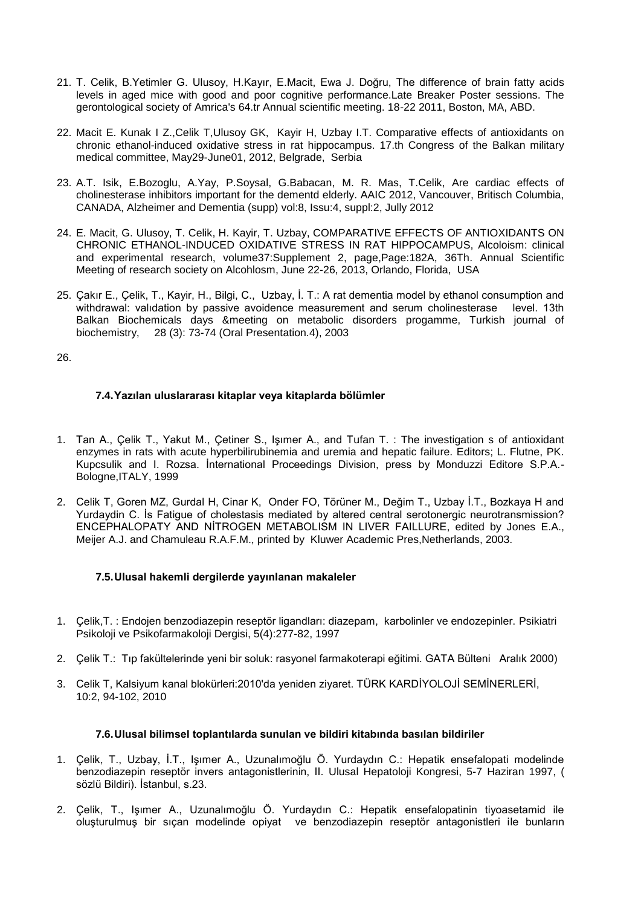21. T. Celik, B.Yetimler G. Ulusoy, H.Kayır, E.Macit, Ewa J. Doğru, The difference of brain fatty acids levels in aged mice with good and poor cognitive performance.Late Breaker Poster sessions. The gerontological society of Amrica's 64.tr Annual scientific meeting. 18-22 2011, Boston, MA, ABD.

22. Macit E. Kunak I Z.,Celik T,Ulusoy GK, Kayir H, Uzbay I.T. Comparative effects of antioxidants on chronic ethanol-induced oxidative stress in rat hippocampus. 17.th Congress of the Balkan military medical committee, May29-June01, 2012, Belgrade, Serbia

23. A.T. Isik, E.Bozoglu, A.Yay, P.Soysal, G.Babacan, M. R. Mas, T.Celik, Are cardiac effects of cholinesterase inhibitors important for the dementd elderly. AAIC 2012, Vancouver, Britisch Columbia, CANADA, Alzheimer and Dementia (supp) vol:8, Issu:4, suppl:2, Jully 2012

24. E. Macit, G. Ulusoy, T. Celik, H. Kayir, T. Uzbay, COMPARATIVE EFFECTS OF ANTIOXIDANTS ON CHRONIC ETHANOL-INDUCED OXIDATIVE STRESS IN RAT HIPPOCAMPUS, Alcoloism: clinical and experimental research, volume37:Supplement 2, page,Page:182A, 36Th. Annual Scientific Meeting of research society on Alcohlosm, June 22-26, 2013, Orlando, Florida, USA

25. Çakır E., Çelik, T., Kayir, H., Bilgi, C., Uzbay, İ. T.: A rat dementia model by ethanol consumption and withdrawal: valıdation by passive avoidence measurement and serum cholinesterase level. 13th Balkan Biochemicals days &meeting on metabolic disorders progamme, Turkish journal of biochemistry, 28 (3): 73-74 (Oral Presentation.4), 2003

26.

### 7.4. Yazılan uluslararası kitaplar veya kitaplarda bölümler

1. Tan A., Çelik T., Yakut M., Çetiner S., Işımer A., and Tufan T. : The investigation s of antioxidant enzymes in rats with acute hyperbilirubinemia and uremia and hepatic failure. Editors; L. Flutne, PK. Kupcsulik and I. Rozsa. İnternational Proceedings Division, press by Monduzzi Editore S.P.A.- Bologne,ITALY, 1999

2. Celik T, Goren MZ, Gurdal H, Cinar K, Onder FO, Törüner M., Değim T., Uzbay İ.T., Bozkaya H and Yurdaydin C. İs Fatigue of cholestasis mediated by altered central serotonergic neurotransmission? ENCEPHALOPATY AND NİTROGEN METABOLISM IN LIVER FAILLURE, edited by Jones E.A., Meijer A.J. and Chamuleau R.A.F.M., printed by Kluwer Academic Pres,Netherlands, 2003.

### 7.5. Ulusal hakemli dergilerde yayınlanan makaleler

1. Çelik,T. : Endojen benzodiazepin reseptör ligandları: diazepam, karbolinler ve endozepinler. Psikiatri Psikoloji ve Psikofarmakoloji Dergisi, 5(4):277-82, 1997

2. Çelik T.: Tıp fakültelerinde yeni bir soluk: rasyonel farmakoterapi eğitimi. GATA Bülteni Aralık 2000)

3. Celik T, Kalsiyum kanal blokürleri:2010'da yeniden ziyaret. TÜRK KARDİYOLOJİ SEMİNERLERİ, 10:2, 94-102, 2010

### 7.6. Ulusal bilimsel toplantılarda sunulan ve bildiri kitabında basılan bildiriler

1. Çelik, T., Uzbay, İ.T., Işımer A., Uzunalımoğlu Ö. Yurdaydın C.: Hepatik ensefalopati modelinde benzodiazepin reseptör invers antagonistlerinin, II. Ulusal Hepatoloji Kongresi, 5-7 Haziran 1997, ( sözlü Bildiri). İstanbul, s.23.

2. Çelik, T., Işımer A., Uzunalımoğlu Ö. Yurdaydın C.: Hepatik ensefalopatinin tiyoasetamid ile oluşturulmuş bir sıçan modelinde opiyat ve benzodiazepin reseptör antagonistleri ile bunların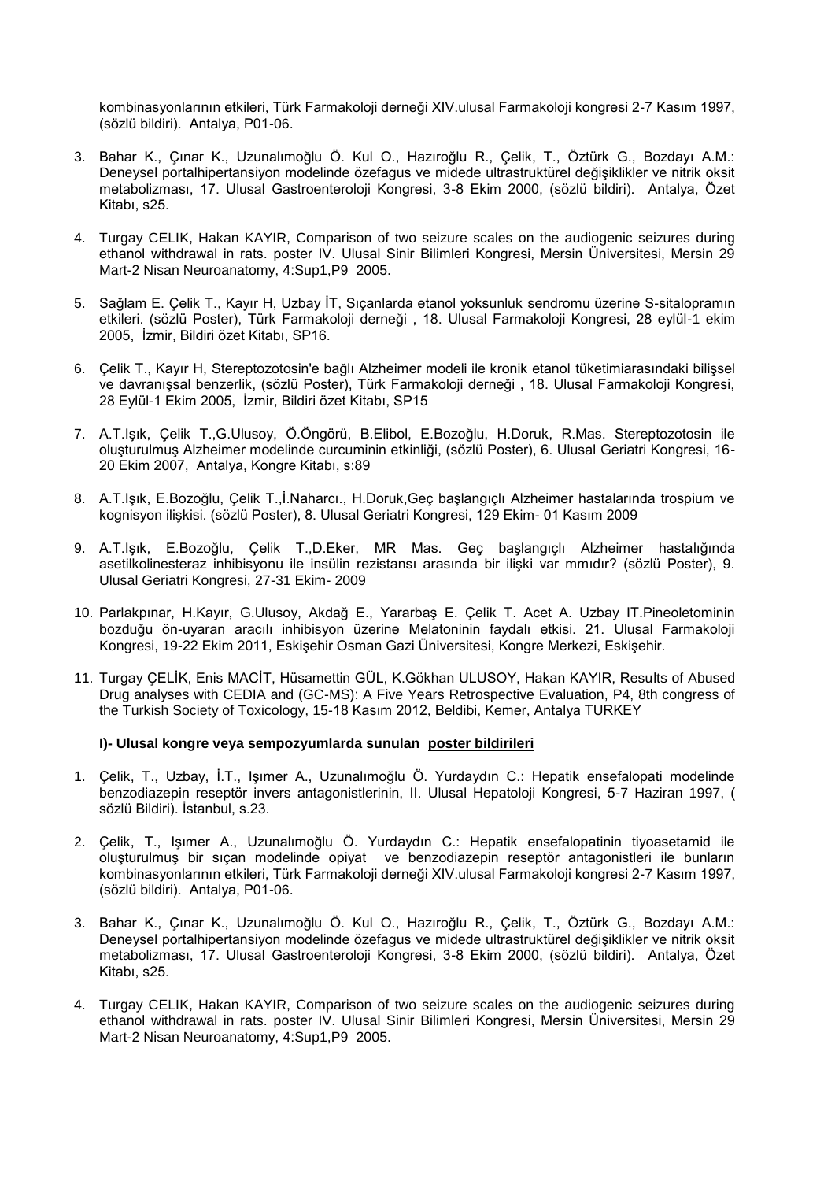kombinasyonlarının etkileri, Türk Farmakoloji derneği XIV.ulusal Farmakoloji kongresi 2-7 Kasım 1997, (sözlü bildiri). Antalya, P01-06.

3. Bahar K., Çınar K., Uzunalımoğlu Ö. Kul O., Hazıroğlu R., Çelik, T., Öztürk G., Bozdayı A.M.: Deneysel portalhipertansiyon modelinde özefagus ve midede ultrastruktürel değişiklikler ve nitrik oksit metabolizması, 17. Ulusal Gastroenteroloji Kongresi, 3-8 Ekim 2000, (sözlü bildiri). Antalya, Özet Kitabı, s25.

4. Turgay CELIK, Hakan KAYIR, Comparison of two seizure scales on the audiogenic seizures during ethanol withdrawal in rats. poster IV. Ulusal Sinir Bilimleri Kongresi, Mersin Üniversitesi, Mersin 29 Mart-2 Nisan Neuroanatomy, 4:Sup1,P9 2005.

5. Sağlam E. Çelik T., Kayır H, Uzbay İT, Sıçanlarda etanol yoksunluk sendromu üzerine S-sitalopramın etkileri. (sözlü Poster), Türk Farmakoloji derneği , 18. Ulusal Farmakoloji Kongresi, 28 eylül-1 ekim 2005, İzmir, Bildiri özet Kitabı, SP16.

6. Çelik T., Kayır H, Stereptozotosin'e bağlı Alzheimer modeli ile kronik etanol tüketimiarasındaki bilişsel ve davranışsal benzerlik, (sözlü Poster), Türk Farmakoloji derneği , 18. Ulusal Farmakoloji Kongresi, 28 Eylül-1 Ekim 2005, İzmir, Bildiri özet Kitabı, SP15

7. A.T.Işık, Çelik T.,G.Ulusoy, Ö.Öngörü, B.Elibol, E.Bozoğlu, H.Doruk, R.Mas. Stereptozotosin ile oluşturulmuş Alzheimer modelinde curcuminin etkinliği, (sözlü Poster), 6. Ulusal Geriatri Kongresi, 16-20 Ekim 2007, Antalya, Kongre Kitabı, s:89

8. A.T.Işık, E.Bozoğlu, Çelik T.,İ.Naharcı., H.Doruk,Geç başlangıçlı Alzheimer hastalarında trospium ve kognisyon ilişkisi. (sözlü Poster), 8. Ulusal Geriatri Kongresi, 129 Ekim- 01 Kasım 2009

9. A.T.Işık, E.Bozoğlu, Çelik T.,D.Eker, MR Mas. Geç başlangıçlı Alzheimer hastalığında asetilkolinesteraz inhibisyonu ile insülin rezistansı arasında bir ilişki var mıdır? (sözlü Poster), 9. Ulusal Geriatri Kongresi, 27-31 Ekim- 2009

10. Parlakpınar, H.Kayır, G.Ulusoy, Akdağ E., Yararbaş E. Çelik T. Acet A. Uzbay IT.Pineoletominin bozduğu ön-uyaran aracılı inhibisyon üzerine Melatoninin faydalı etkisi. 21. Ulusal Farmakoloji Kongresi, 19-22 Ekim 2011, Eskişehir Osman Gazi Üniversitesi, Kongre Merkezi, Eskişehir.

11. Turgay ÇELİK, Enis MACİT, Hüsamettin GÜL, K.Gökhan ULUSOY, Hakan KAYIR, Results of Abused Drug analyses with CEDIA and (GC-MS): A Five Years Retrospective Evaluation, P4, 8th congress of the Turkish Society of Toxicology, 15-18 Kasım 2012, Beldibi, Kemer, Antalya TURKEY

**I)- Ulusal kongre veya sempozyumlarda sunulan <u>poster bildirileri</u>**

1. Çelik, T., Uzbay, İ.T., Işımer A., Uzunalımoğlu Ö. Yurdaydın C.: Hepatik ensefalopati modelinde benzodiazepin reseptör invers antagonistlerinin, II. Ulusal Hepatoloji Kongresi, 5-7 Haziran 1997, ( sözlü Bildiri). İstanbul, s.23.

2. Çelik, T., Işımer A., Uzunalımoğlu Ö. Yurdaydın C.: Hepatik ensefalopatinin tiyoasetamid ile oluşturulmuş bir sıçan modelinde opiyat ve benzodiazepin reseptör antagonistleri ile bunların kombinasyonlarının etkileri, Türk Farmakoloji derneği XIV.ulusal Farmakoloji kongresi 2-7 Kasım 1997, (sözlü bildiri). Antalya, P01-06.

3. Bahar K., Çınar K., Uzunalımoğlu Ö. Kul O., Hazıroğlu R., Çelik, T., Öztürk G., Bozdayı A.M.: Deneysel portalhipertansiyon modelinde özefagus ve midede ultrastruktürel değişiklikler ve nitrik oksit metabolizması, 17. Ulusal Gastroenteroloji Kongresi, 3-8 Ekim 2000, (sözlü bildiri). Antalya, Özet Kitabı, s25.

4. Turgay CELIK, Hakan KAYIR, Comparison of two seizure scales on the audiogenic seizures during ethanol withdrawal in rats. poster IV. Ulusal Sinir Bilimleri Kongresi, Mersin Üniversitesi, Mersin 29 Mart-2 Nisan Neuroanatomy, 4:Sup1,P9 2005.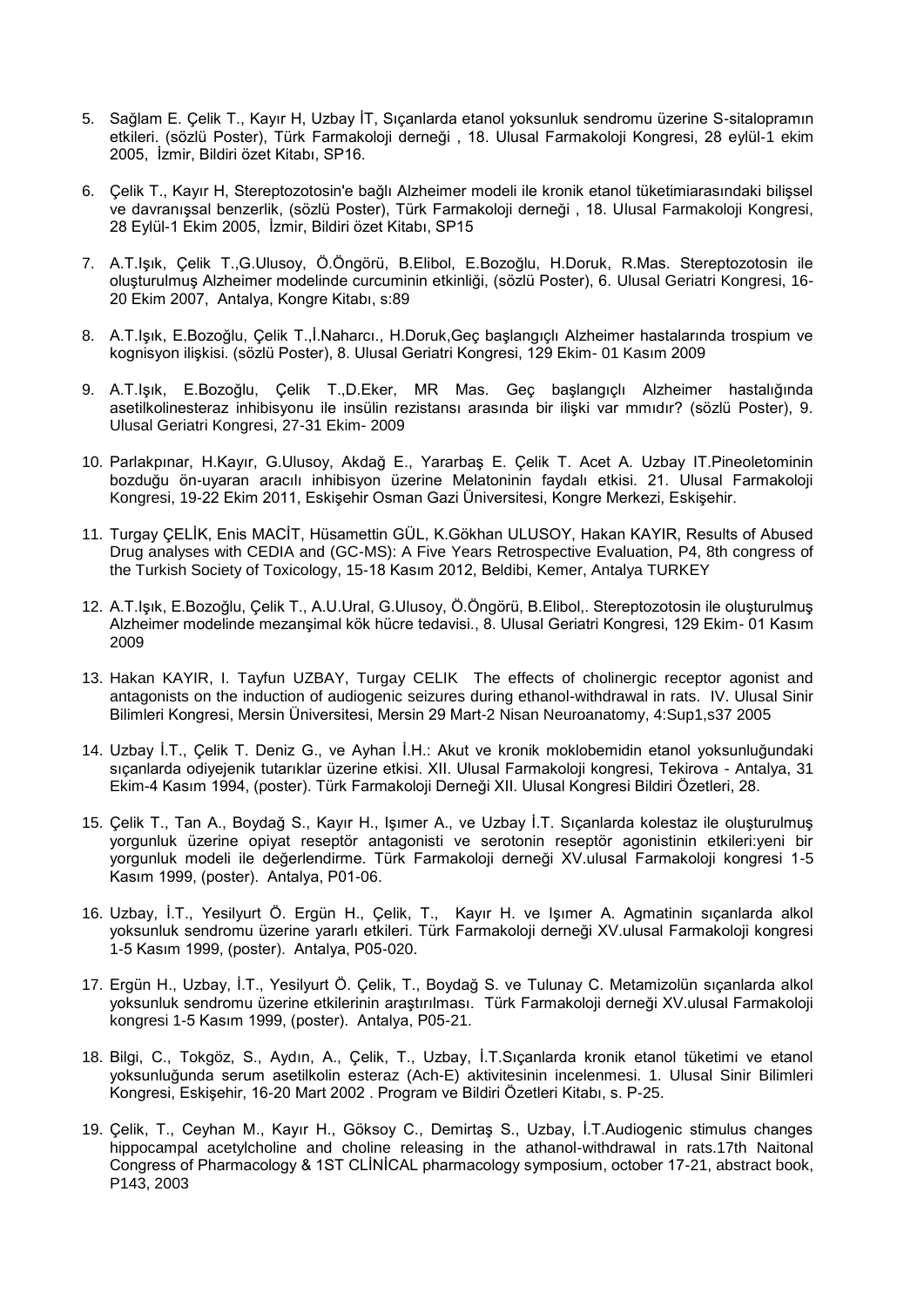5. Sağlam E. Çelik T., Kayır H, Uzbay İT, Sıçanlarda etanol yoksunluk sendromu üzerine S-sitalopramın etkileri. (sözlü Poster), Türk Farmakoloji derneği , 18. Ulusal Farmakoloji Kongresi, 28 eylül-1 ekim 2005, İzmir, Bildiri özet Kitabı, SP16.

6. Çelik T., Kayır H, Stereptozotosin'e bağlı Alzheimer modeli ile kronik etanol tüketimiarasındaki bilişsel ve davranışsal benzerlik, (sözlü Poster), Türk Farmakoloji derneği , 18. Ulusal Farmakoloji Kongresi, 28 Eylül-1 Ekim 2005, İzmir, Bildiri özet Kitabı, SP15

7. A.T.Işık, Çelik T.,G.Ulusoy, Ö.Öngörü, B.Elibol, E.Bozoğlu, H.Doruk, R.Mas. Stereptozotosin ile oluşturulmuş Alzheimer modelinde curcuminin etkinliği, (sözlü Poster), 6. Ulusal Geriatri Kongresi, 16-20 Ekim 2007, Antalya, Kongre Kitabı, s:89

8. A.T.Işık, E.Bozoğlu, Çelik T.,İ.Naharcı., H.Doruk,Geç başlangıçlı Alzheimer hastalarında trospium ve kognisyon ilişkisi. (sözlü Poster), 8. Ulusal Geriatri Kongresi, 129 Ekim- 01 Kasım 2009

9. A.T.Işık, E.Bozoğlu, Çelik T.,D.Eker, MR Mas. Geç başlangıçlı Alzheimer hastalığında asetilkolinesteraz inhibisyonu ile insülin rezistansı arasında bir ilişki var mmıdır? (sözlü Poster), 9. Ulusal Geriatri Kongresi, 27-31 Ekim- 2009

10. Parlakpınar, H.Kayır, G.Ulusoy, Akdağ E., Yararbaş E. Çelik T. Acet A. Uzbay IT.Pineoletominin bozduğu ön-uyaran aracılı inhibisyon üzerine Melatoninin faydalı etkisi. 21. Ulusal Farmakoloji Kongresi, 19-22 Ekim 2011, Eskişehir Osman Gazi Üniversitesi, Kongre Merkezi, Eskişehir.

11. Turgay ÇELİK, Enis MACİT, Hüsamettin GÜL, K.Gökhan ULUSOY, Hakan KAYIR, Results of Abused Drug analyses with CEDIA and (GC-MS): A Five Years Retrospective Evaluation, P4, 8th congress of the Turkish Society of Toxicology, 15-18 Kasım 2012, Beldibi, Kemer, Antalya TURKEY

12. A.T.Işık, E.Bozoğlu, Çelik T., A.U.Ural, G.Ulusoy, Ö.Öngörü, B.Elibol,. Stereptozotosin ile oluşturulmuş Alzheimer modelinde mezanşimal kök hücre tedavisi., 8. Ulusal Geriatri Kongresi, 129 Ekim- 01 Kasım 2009

13. Hakan KAYIR, I. Tayfun UZBAY, Turgay CELIK The effects of cholinergic receptor agonist and antagonists on the induction of audiogenic seizures during ethanol-withdrawal in rats. IV. Ulusal Sinir Bilimleri Kongresi, Mersin Üniversitesi, Mersin 29 Mart-2 Nisan Neuroanatomy, 4:Sup1,s37 2005

14. Uzbay İ.T., Çelik T. Deniz G., ve Ayhan İ.H.: Akut ve kronik moklobemidin etanol yoksunluğundaki sıçanlarda odiyejenik tutarıklar üzerine etkisi. XII. Ulusal Farmakoloji kongresi, Tekirova - Antalya, 31 Ekim-4 Kasım 1994, (poster). Türk Farmakoloji Derneği XII. Ulusal Kongresi Bildiri Özetleri, 28.

15. Çelik T., Tan A., Boydağ S., Kayır H., Işımer A., ve Uzbay İ.T. Sıçanlarda kolestaz ile oluşturulmuş yorgunluk üzerine opiyat reseptör antagonisti ve serotonin reseptör agonistinin etkileri:yeni bir yorgunluk modeli ile değerlendirme. Türk Farmakoloji derneği XV.ulusal Farmakoloji kongresi 1-5 Kasım 1999, (poster). Antalya, P01-06.

16. Uzbay, İ.T., Yesilyurt Ö. Ergün H., Çelik, T., Kayır H. ve Işımer A. Agmatinin sıçanlarda alkol yoksunluk sendromu üzerine yararlı etkileri. Türk Farmakoloji derneği XV.ulusal Farmakoloji kongresi 1-5 Kasım 1999, (poster). Antalya, P05-020.

17. Ergün H., Uzbay, İ.T., Yesilyurt Ö. Çelik, T., Boydağ S. ve Tulunay C. Metamizolün sıçanlarda alkol yoksunluk sendromu üzerine etkilerinin araştırılması. Türk Farmakoloji derneği XV.ulusal Farmakoloji kongresi 1-5 Kasım 1999, (poster). Antalya, P05-21.

18. Bilgi, C., Tokgöz, S., Aydın, A., Çelik, T., Uzbay, İ.T.Sıçanlarda kronik etanol tüketimi ve etanol yoksunluğunda serum asetilkolin esteraz (Ach-E) aktivitesinin incelenmesi. 1. Ulusal Sinir Bilimleri Kongresi, Eskişehir, 16-20 Mart 2002 . Program ve Bildiri Özetleri Kitabı, s. P-25.

19. Çelik, T., Ceyhan M., Kayır H., Göksoy C., Demirtaş S., Uzbay, İ.T.Audiogenic stimulus changes hippocampal acetylcholine and choline releasing in the athanol-withdrawal in rats.17th Naitonal Congress of Pharmacology & 1ST CLİNİCAL pharmacology symposium, october 17-21, abstract book, P143, 2003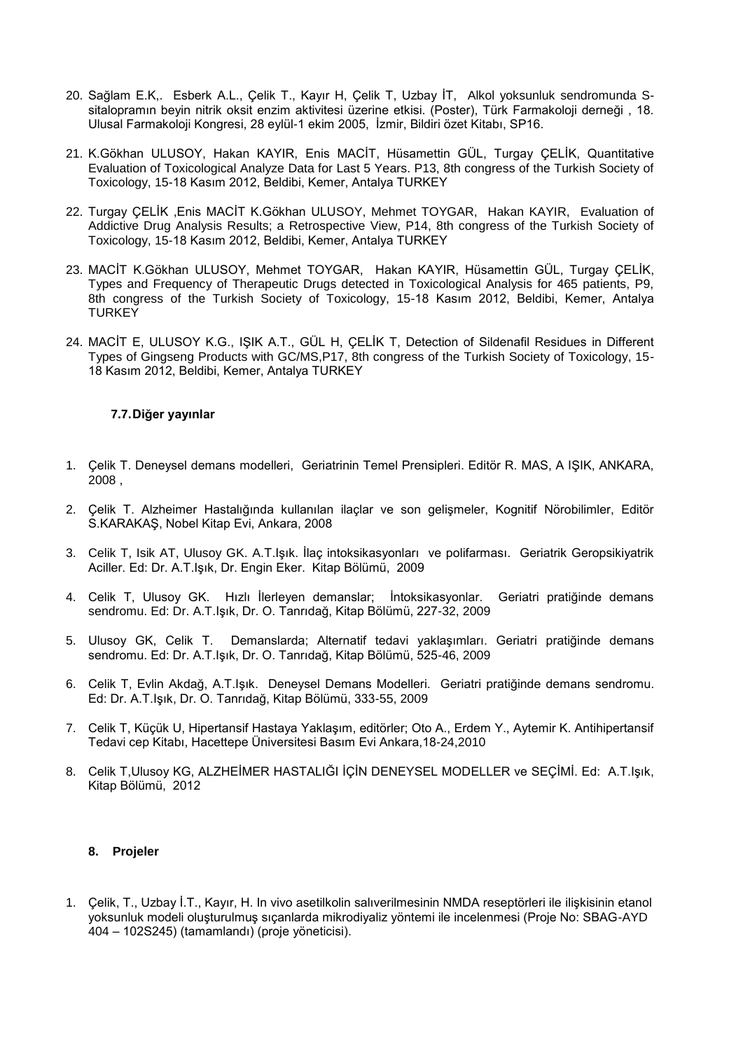20. Sağlam E.K,. Esberk A.L., Çelik T., Kayır H, Çelik T, Uzbay İT, Alkol yoksunluk sendromunda S-sitalopramın beyin nitrik oksit enzim aktivitesi üzerine etkisi. (Poster), Türk Farmakoloji derneği , 18. Ulusal Farmakoloji Kongresi, 28 eylül-1 ekim 2005, İzmir, Bildiri özet Kitabı, SP16.

21. K.Gökhan ULUSOY, Hakan KAYIR, Enis MACİT, Hüsamettin GÜL, Turgay ÇELİK, Quantitative Evaluation of Toxicological Analyze Data for Last 5 Years. P13, 8th congress of the Turkish Society of Toxicology, 15-18 Kasım 2012, Beldibi, Kemer, Antalya TURKEY

22. Turgay ÇELİK ,Enis MACİT K.Gökhan ULUSOY, Mehmet TOYGAR, Hakan KAYIR, Evaluation of Addictive Drug Analysis Results; a Retrospective View, P14, 8th congress of the Turkish Society of Toxicology, 15-18 Kasım 2012, Beldibi, Kemer, Antalya TURKEY

23. MACİT K.Gökhan ULUSOY, Mehmet TOYGAR, Hakan KAYIR, Hüsamettin GÜL, Turgay ÇELİK, Types and Frequency of Therapeutic Drugs detected in Toxicological Analysis for 465 patients, P9, 8th congress of the Turkish Society of Toxicology, 15-18 Kasım 2012, Beldibi, Kemer, Antalya TURKEY

24. MACİT E, ULUSOY K.G., IŞIK A.T., GÜL H, ÇELİK T, Detection of Sildenafil Residues in Different Types of Gingseng Products with GC/MS,P17, 8th congress of the Turkish Society of Toxicology, 15-18 Kasım 2012, Beldibi, Kemer, Antalya TURKEY

### 7.7. Diğer yayınlar

1. Çelik T. Deneysel demans modelleri, Geriatrinin Temel Prensipleri. Editör R. MAS, A IŞIK, ANKARA, 2008 ,

2. Çelik T. Alzheimer Hastalığında kullanılan ilaçlar ve son gelişmeler, Kognitif Nörobilimler, Editör S.KARAKAŞ, Nobel Kitap Evi, Ankara, 2008

3. Celik T, Isik AT, Ulusoy GK. A.T.Işık. İlaç intoksikasyonları ve polifarması. Geriatrik Geropsikiyatrik Aciller. Ed: Dr. A.T.Işık, Dr. Engin Eker. Kitap Bölümü, 2009

4. Celik T, Ulusoy GK. Hızlı İlerleyen demanslar; İntoksikasyonlar. Geriatri pratiğinde demans sendromu. Ed: Dr. A.T.Işık, Dr. O. Tanrıdağ, Kitap Bölümü, 227-32, 2009

5. Ulusoy GK, Celik T. Demanslarda; Alternatif tedavi yaklaşımları. Geriatri pratiğinde demans sendromu. Ed: Dr. A.T.Işık, Dr. O. Tanrıdağ, Kitap Bölümü, 525-46, 2009

6. Celik T, Evlin Akdağ, A.T.Işık. Deneysel Demans Modelleri. Geriatri pratiğinde demans sendromu. Ed: Dr. A.T.Işık, Dr. O. Tanrıdağ, Kitap Bölümü, 333-55, 2009

7. Celik T, Küçük U, Hipertansif Hastaya Yaklaşım, editörler; Oto A., Erdem Y., Aytemir K. Antihipertansif Tedavi cep Kitabı, Hacettepe Üniversitesi Basım Evi Ankara,18-24,2010

8. Celik T,Ulusoy KG, ALZHEİMER HASTALIĞI İÇİN DENEYSEL MODELLER ve SEÇİMİ. Ed: A.T.Işık, Kitap Bölümü, 2012

## 8. Projeler

1. Çelik, T., Uzbay İ.T., Kayır, H. In vivo asetilkolin salıverilmesinin NMDA reseptörleri ile ilişkisinin etanol yoksunluk modeli oluşturulmuş sıçanlarda mikrodiyaliz yöntemi ile incelenmesi (Proje No: SBAG-AYD 404 – 102S245) (tamamlandı) (proje yöneticisi).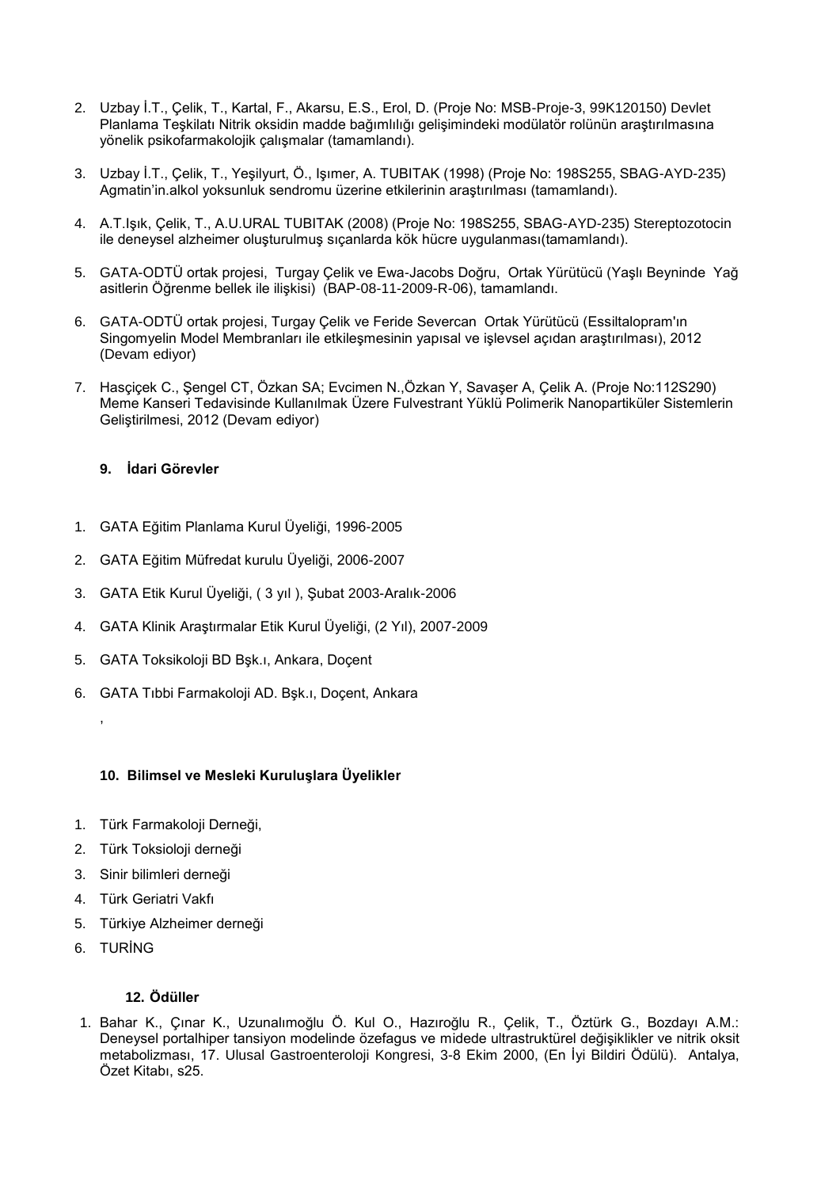2. Uzbay İ.T., Çelik, T., Kartal, F., Akarsu, E.S., Erol, D. (Proje No: MSB-Proje-3, 99K120150) Devlet Planlama Teşkilatı Nitrik oksidin madde bağımlılığı gelişimindeki modülatör rolünün araştırılmasına yönelik psikofarmakolojik çalışmalar (tamamlandı).

3. Uzbay İ.T., Çelik, T., Yeşilyurt, Ö., Işımer, A. TUBITAK (1998) (Proje No: 198S255, SBAG-AYD-235) Agmatin'in.alkol yoksunluk sendromu üzerine etkilerinin araştırılması (tamamlandı).

4. A.T.Işık, Çelik, T., A.U.URAL TUBITAK (2008) (Proje No: 198S255, SBAG-AYD-235) Stereptozotocin ile deneysel alzheimer oluşturulmuş sıçanlarda kök hücre uygulanması(tamamlandı).

5. GATA-ODTÜ ortak projesi, Turgay Çelik ve Ewa-Jacobs Doğru, Ortak Yürütücü (Yaşlı Beyninde Yağ asitlerin Öğrenme bellek ile ilişkisi) (BAP-08-11-2009-R-06), tamamlandı.

6. GATA-ODTÜ ortak projesi, Turgay Çelik ve Feride Severcan Ortak Yürütücü (Essiltalopram'ın Singomyelin Model Membranları ile etkileşmesinin yapısal ve işlevsel açıdan araştırılması), 2012 (Devam ediyor)

7. Hasçiçek C., Şengel CT, Özkan SA; Evcimen N.,Özkan Y, Savaşer A, Çelik A. (Proje No:112S290) Meme Kanseri Tedavisinde Kullanılmak Üzere Fulvestrant Yüklü Polimerik Nanopartiküler Sistemlerin Geliştirilmesi, 2012 (Devam ediyor)

### 9. İdari Görevler

1. GATA Eğitim Planlama Kurul Üyeliği, 1996-2005
2. GATA Eğitim Müfredat kurulu Üyeliği, 2006-2007
3. GATA Etik Kurul Üyeliği, ( 3 yıl ), Şubat 2003-Aralık-2006
4. GATA Klinik Araştırmalar Etik Kurul Üyeliği, (2 Yıl), 2007-2009
5. GATA Toksikoloji BD Bşk.ı, Ankara, Doçent
6. GATA Tıbbi Farmakoloji AD. Bşk.ı, Doçent, Ankara

,

### 10. Bilimsel ve Mesleki Kuruluşlara Üyelikler

1. Türk Farmakoloji Derneği,
2. Türk Toksioloji derneği
3. Sinir bilimleri derneği
4. Türk Geriatri Vakfı
5. Türkiye Alzheimer derneği
6. TURİNG

### 12. Ödüller

1. Bahar K., Çınar K., Uzunalımoğlu Ö. Kul O., Hazıroğlu R., Çelik, T., Öztürk G., Bozdayı A.M.: Deneysel portalhiper tansiyon modelinde özefagus ve midede ultrastruktürel değişiklikler ve nitrik oksit metabolizması, 17. Ulusal Gastroenteroloji Kongresi, 3-8 Ekim 2000, (En İyi Bildiri Ödülü). Antalya, Özet Kitabı, s25.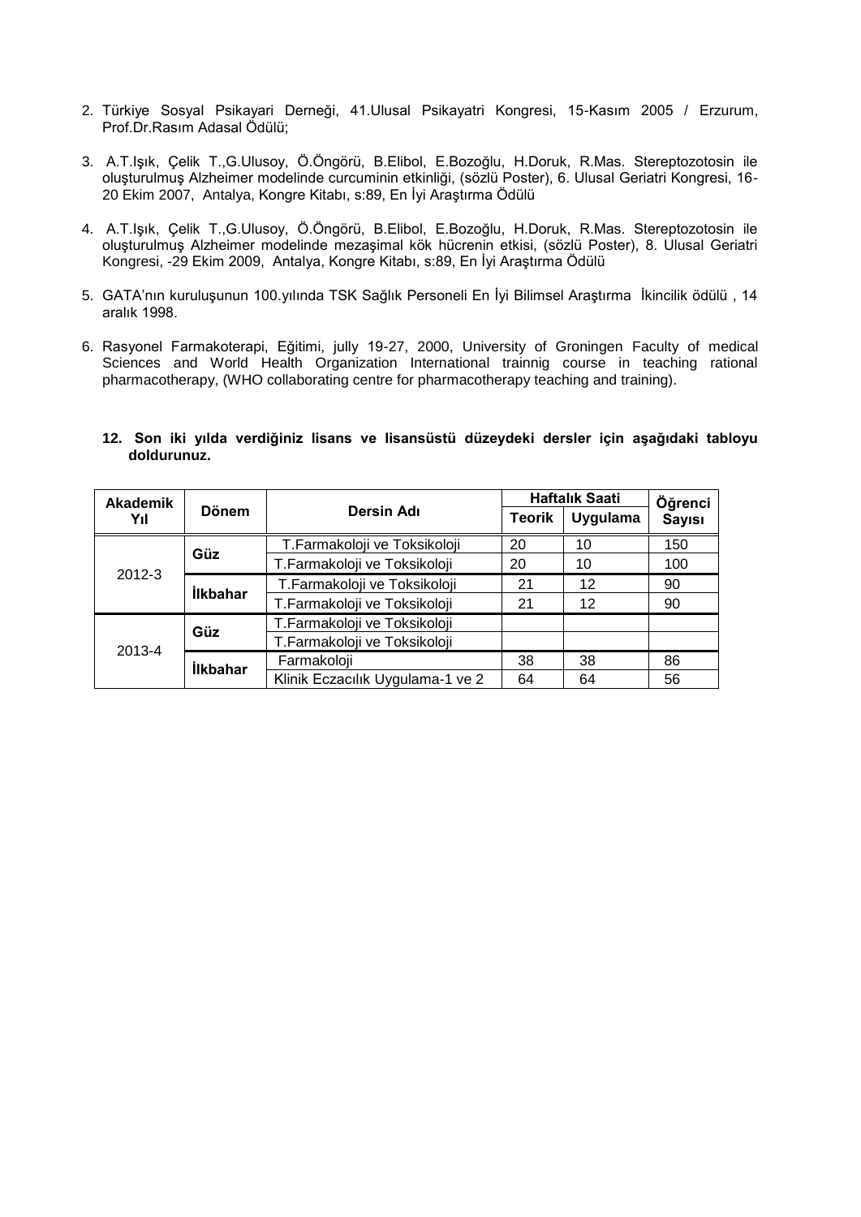2. Türkiye Sosyal Psikayari Derneği, 41.Ulusal Psikayatri Kongresi, 15-Kasım 2005 / Erzurum, Prof.Dr.Rasım Adasal Ödülü;

3. A.T.Işık, Çelik T.,G.Ulusoy, Ö.Öngörü, B.Elibol, E.Bozoğlu, H.Doruk, R.Mas. Stereptozotosin ile oluşturulmuş Alzheimer modelinde curcuminin etkinliği, (sözlü Poster), 6. Ulusal Geriatri Kongresi, 16-20 Ekim 2007, Antalya, Kongre Kitabı, s:89, En İyi Araştırma Ödülü

4. A.T.Işık, Çelik T.,G.Ulusoy, Ö.Öngörü, B.Elibol, E.Bozoğlu, H.Doruk, R.Mas. Stereptozotosin ile oluşturulmuş Alzheimer modelinde mezaşimal kök hücrenin etkisi, (sözlü Poster), 8. Ulusal Geriatri Kongresi, -29 Ekim 2009, Antalya, Kongre Kitabı, s:89, En İyi Araştırma Ödülü

5. GATA'nın kuruluşunun 100.yılında TSK Sağlık Personeli En İyi Bilimsel Araştırma İkincilik ödülü , 14 aralık 1998.

6. Rasyonel Farmakoterapi, Eğitimi, jully 19-27, 2000, University of Groningen Faculty of medical Sciences and World Health Organization International trainnig course in teaching rational pharmacotherapy, (WHO collaborating centre for pharmacotherapy teaching and training).

**12. Son iki yılda verdiğiniz lisans ve lisansüstü düzeydeki dersler için aşağıdaki tabloyu doldurunuz.**

| Akademik Yıl | Dönem | Dersin Adı | Haftalık Saati | | Öğrenci Sayısı |
|---|---|---|---|---|---|
| | | | Teorik | Uygulama | |
| 2012-3 | Güz | T.Farmakoloji ve Toksikoloji | 20 | 10 | 150 |
| | | T.Farmakoloji ve Toksikoloji | 20 | 10 | 100 |
| | İlkbahar | T.Farmakoloji ve Toksikoloji | 21 | 12 | 90 |
| | | T.Farmakoloji ve Toksikoloji | 21 | 12 | 90 |
| 2013-4 | Güz | T.Farmakoloji ve Toksikoloji | | | |
| | | T.Farmakoloji ve Toksikoloji | | | |
| | İlkbahar | Farmakoloji | 38 | 38 | 86 |
| | | Klinik Eczacılık Uygulama-1 ve 2 | 64 | 64 | 56 |